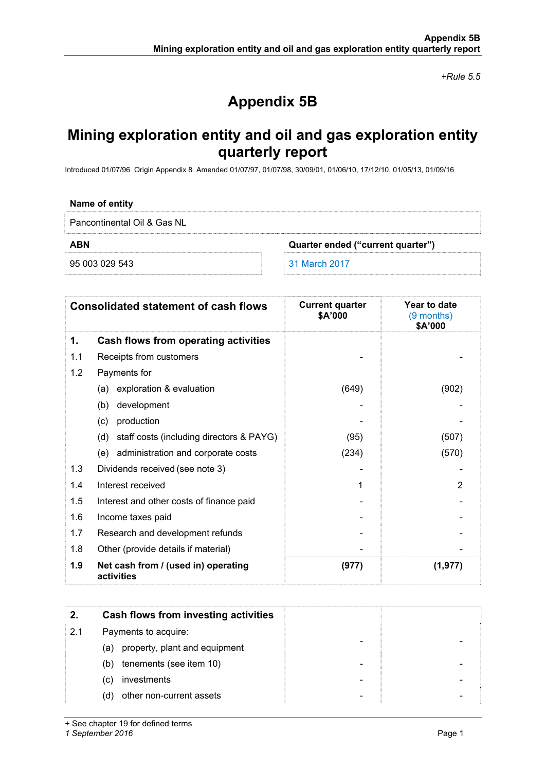*+Rule 5.5*

# Appendix 5B

# Mining exploration entity and oil and gas exploration entity quarterly report

Introduced 01/07/96 Origin Appendix 8 Amended 01/07/97, 01/07/98, 30/09/01, 01/06/10, 17/12/10, 01/05/13, 01/09/16

| Name of entity | |
|---|---|
| Pancontinental Oil & Gas NL | |
| **ABN** | **Quarter ended ("current quarter")** |
| 95 003 029 543 | 31 March 2017 |

| | Consolidated statement of cash flows | Current quarter $A'000 | Year to date (9 months) $A'000 |
|---|---|---|---|
| **1.** | **Cash flows from operating activities** | | |
| 1.1 | Receipts from customers | - | - |
| 1.2 | Payments for | | |
| | (a) exploration & evaluation | (649) | (902) |
| | (b) development | - | - |
| | (c) production | - | - |
| | (d) staff costs (including directors & PAYG) | (95) | (507) |
| | (e) administration and corporate costs | (234) | (570) |
| 1.3 | Dividends received (see note 3) | - | - |
| 1.4 | Interest received | 1 | 2 |
| 1.5 | Interest and other costs of finance paid | - | - |
| 1.6 | Income taxes paid | - | - |
| 1.7 | Research and development refunds | - | - |
| 1.8 | Other (provide details if material) | - | - |
| **1.9** | **Net cash from / (used in) operating activities** | **(977)** | **(1,977)** |

| | | | |
|---|---|---|---|
| **2.** | **Cash flows from investing activities** | | |
| 2.1 | Payments to acquire: | | |
| | (a) property, plant and equipment | - | - |
| | (b) tenements (see item 10) | - | - |
| | (c) investments | - | - |
| | (d) other non-current assets | - | - |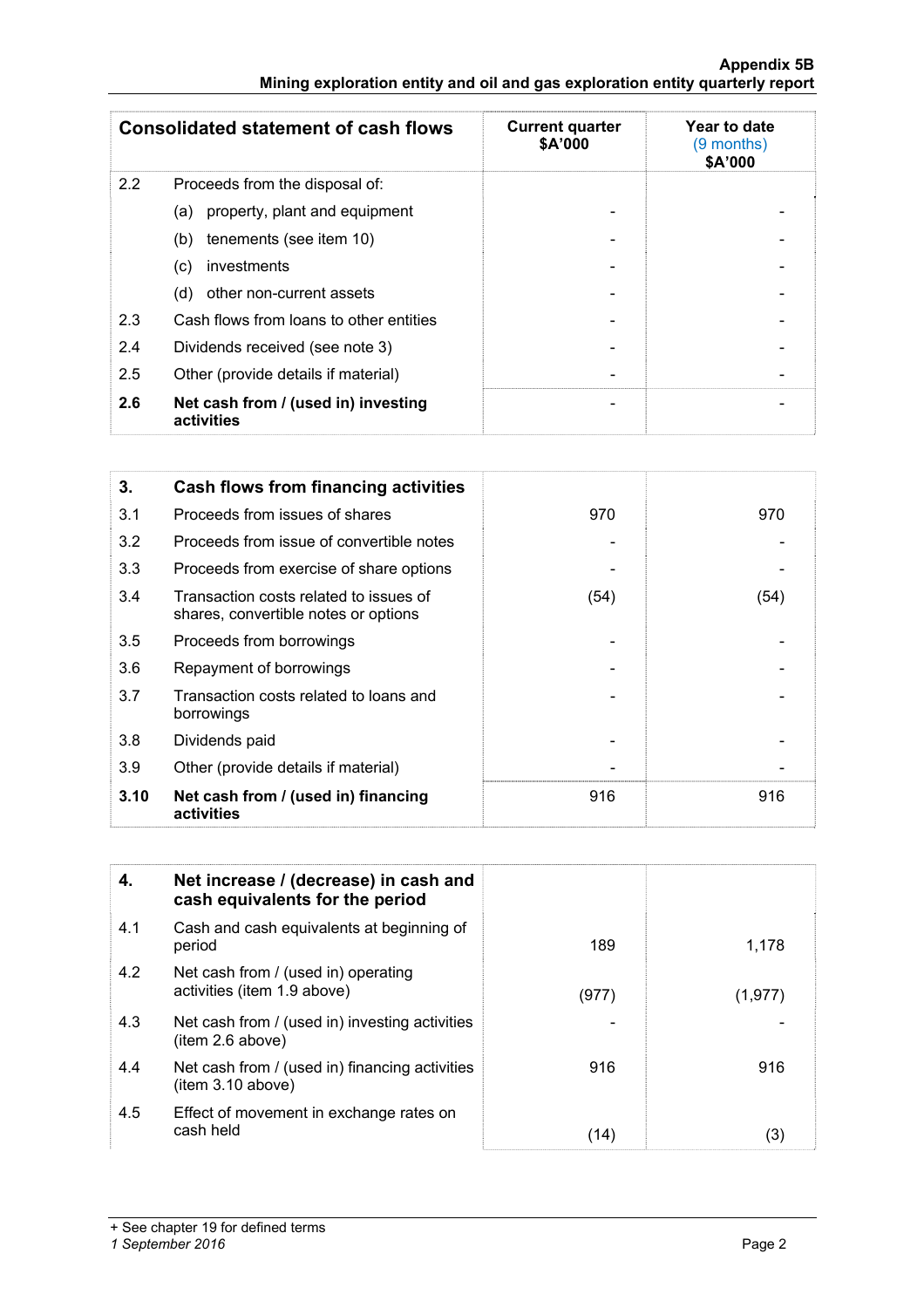| Consolidated statement of cash flows | | Current quarter $A'000 | Year to date (9 months) $A'000 |
|---|---|---|---|
| 2.2 | Proceeds from the disposal of: | | |
| | (a) property, plant and equipment | - | - |
| | (b) tenements (see item 10) | - | - |
| | (c) investments | - | - |
| | (d) other non-current assets | - | - |
| 2.3 | Cash flows from loans to other entities | - | - |
| 2.4 | Dividends received (see note 3) | - | - |
| 2.5 | Other (provide details if material) | - | - |
| **2.6** | **Net cash from / (used in) investing activities** | - | - |

| **3.** | **Cash flows from financing activities** | | |
|---|---|---|---|
| 3.1 | Proceeds from issues of shares | 970 | 970 |
| 3.2 | Proceeds from issue of convertible notes | - | - |
| 3.3 | Proceeds from exercise of share options | - | - |
| 3.4 | Transaction costs related to issues of shares, convertible notes or options | (54) | (54) |
| 3.5 | Proceeds from borrowings | - | - |
| 3.6 | Repayment of borrowings | - | - |
| 3.7 | Transaction costs related to loans and borrowings | - | - |
| 3.8 | Dividends paid | - | - |
| 3.9 | Other (provide details if material) | - | - |
| **3.10** | **Net cash from / (used in) financing activities** | 916 | 916 |

| **4.** | **Net increase / (decrease) in cash and cash equivalents for the period** | | |
|---|---|---|---|
| 4.1 | Cash and cash equivalents at beginning of period | 189 | 1,178 |
| 4.2 | Net cash from / (used in) operating activities (item 1.9 above) | (977) | (1,977) |
| 4.3 | Net cash from / (used in) investing activities (item 2.6 above) | - | - |
| 4.4 | Net cash from / (used in) financing activities (item 3.10 above) | 916 | 916 |
| 4.5 | Effect of movement in exchange rates on cash held | (14) | (3) |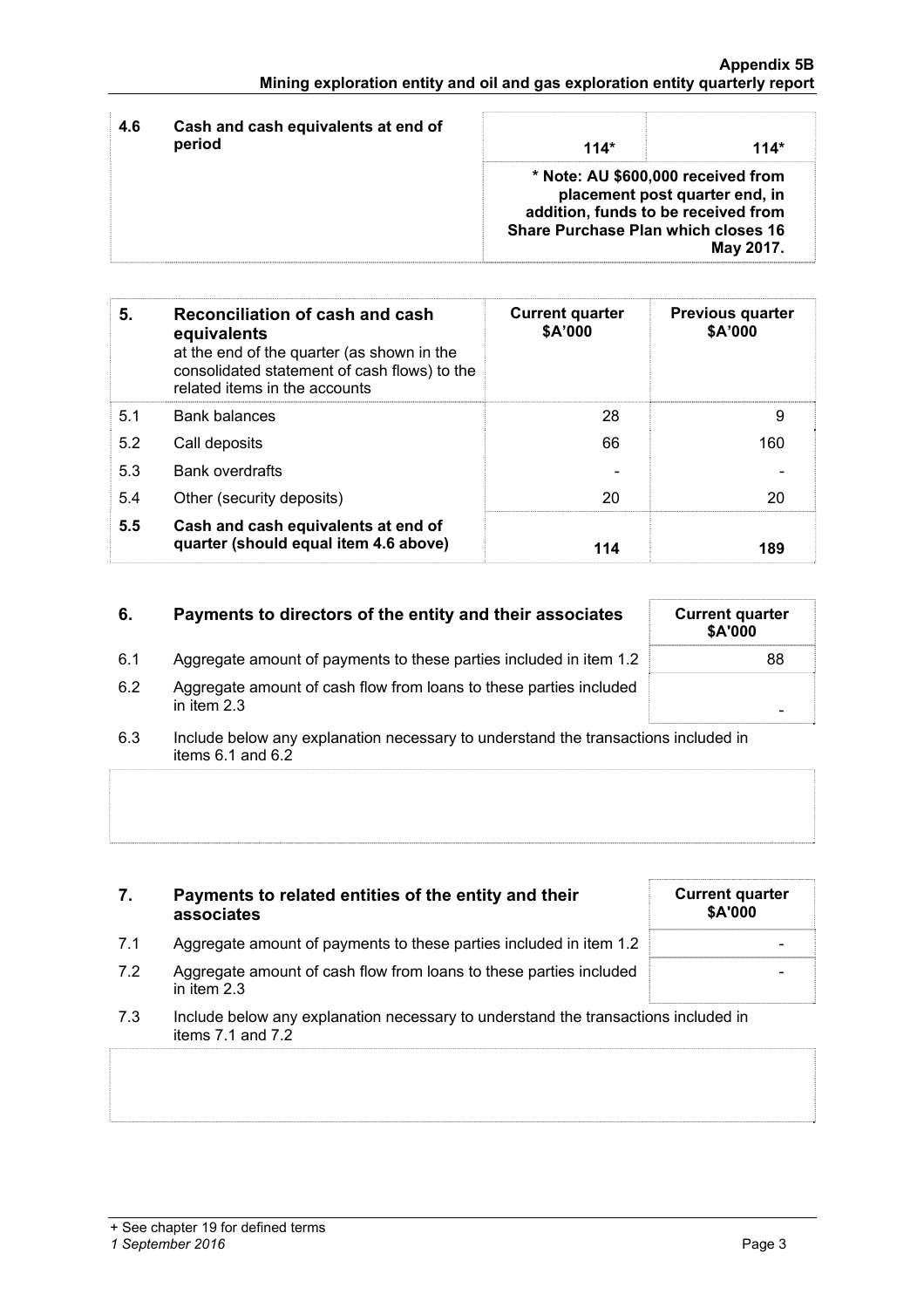| 4.6 | Cash and cash equivalents at end of period | 114* | 114* |
|---|---|---|---|
| | | * Note: AU $600,000 received from placement post quarter end, in addition, funds to be received from Share Purchase Plan which closes 16 May 2017. | |

| 5. | Reconciliation of cash and cash equivalents<br>at the end of the quarter (as shown in the consolidated statement of cash flows) to the related items in the accounts | Current quarter<br>$A'000 | Previous quarter<br>$A'000 |
|---|---|---|---|
| 5.1 | Bank balances | 28 | 9 |
| 5.2 | Call deposits | 66 | 160 |
| 5.3 | Bank overdrafts | - | - |
| 5.4 | Other (security deposits) | 20 | 20 |
| **5.5** | **Cash and cash equivalents at end of quarter (should equal item 4.6 above)** | **114** | **189** |

| 6. | Payments to directors of the entity and their associates | Current quarter<br>$A'000 |
|---|---|---|
| 6.1 | Aggregate amount of payments to these parties included in item 1.2 | 88 |
| 6.2 | Aggregate amount of cash flow from loans to these parties included in item 2.3 | - |

6.3 Include below any explanation necessary to understand the transactions included in items 6.1 and 6.2

| 7. | Payments to related entities of the entity and their associates | Current quarter<br>$A'000 |
|---|---|---|
| 7.1 | Aggregate amount of payments to these parties included in item 1.2 | - |
| 7.2 | Aggregate amount of cash flow from loans to these parties included in item 2.3 | - |

7.3 Include below any explanation necessary to understand the transactions included in items 7.1 and 7.2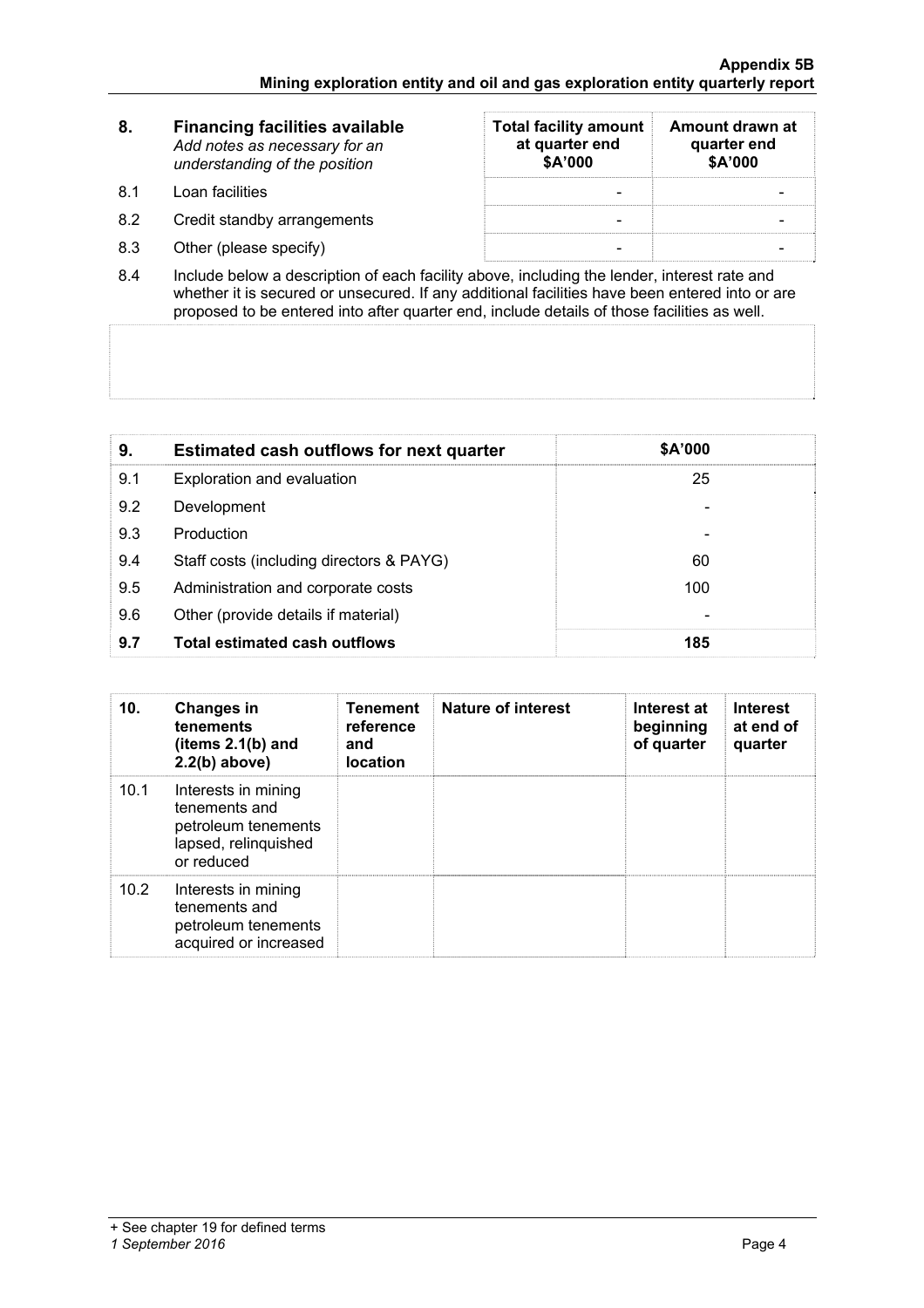| 8. | **Financing facilities available**<br>*Add notes as necessary for an understanding of the position* | **Total facility amount at quarter end $A'000** | **Amount drawn at quarter end $A'000** |
|---|---|---|---|
| 8.1 | Loan facilities | - | - |
| 8.2 | Credit standby arrangements | - | - |
| 8.3 | Other (please specify) | - | - |

8.4 Include below a description of each facility above, including the lender, interest rate and whether it is secured or unsecured. If any additional facilities have been entered into or are proposed to be entered into after quarter end, include details of those facilities as well.

| 9. | **Estimated cash outflows for next quarter** | **$A'000** |
|---|---|---|
| 9.1 | Exploration and evaluation | 25 |
| 9.2 | Development | - |
| 9.3 | Production | - |
| 9.4 | Staff costs (including directors & PAYG) | 60 |
| 9.5 | Administration and corporate costs | 100 |
| 9.6 | Other (provide details if material) | - |
| **9.7** | **Total estimated cash outflows** | **185** |

| 10. | **Changes in tenements (items 2.1(b) and 2.2(b) above)** | **Tenement reference and location** | **Nature of interest** | **Interest at beginning of quarter** | **Interest at end of quarter** |
|---|---|---|---|---|---|
| 10.1 | Interests in mining tenements and petroleum tenements lapsed, relinquished or reduced | | | | |
| 10.2 | Interests in mining tenements and petroleum tenements acquired or increased | | | | |

+ See chapter 19 for defined terms
*1 September 2016*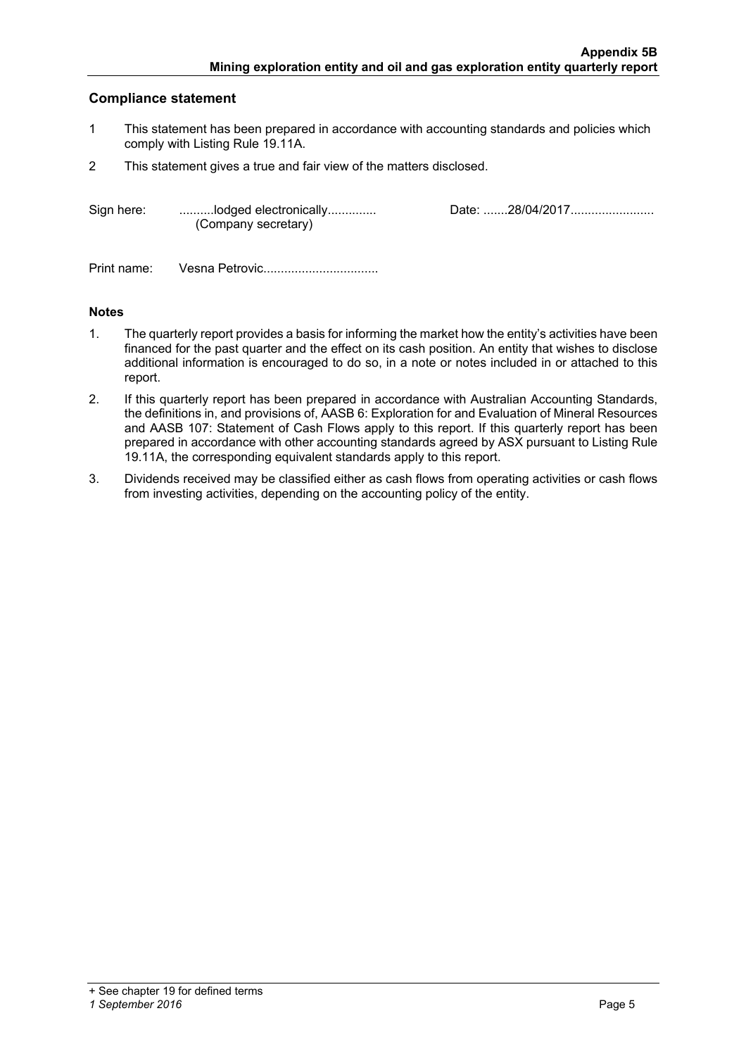## Compliance statement

1 This statement has been prepared in accordance with accounting standards and policies which comply with Listing Rule 19.11A.

2 This statement gives a true and fair view of the matters disclosed.

Sign here: ..........lodged electronically.............. (Company secretary)

Date: .......28/04/2017........................

Print name: Vesna Petrovic.................................

**Notes**

1. The quarterly report provides a basis for informing the market how the entity's activities have been financed for the past quarter and the effect on its cash position. An entity that wishes to disclose additional information is encouraged to do so, in a note or notes included in or attached to this report.

2. If this quarterly report has been prepared in accordance with Australian Accounting Standards, the definitions in, and provisions of, AASB 6: Exploration for and Evaluation of Mineral Resources and AASB 107: Statement of Cash Flows apply to this report. If this quarterly report has been prepared in accordance with other accounting standards agreed by ASX pursuant to Listing Rule 19.11A, the corresponding equivalent standards apply to this report.

3. Dividends received may be classified either as cash flows from operating activities or cash flows from investing activities, depending on the accounting policy of the entity.